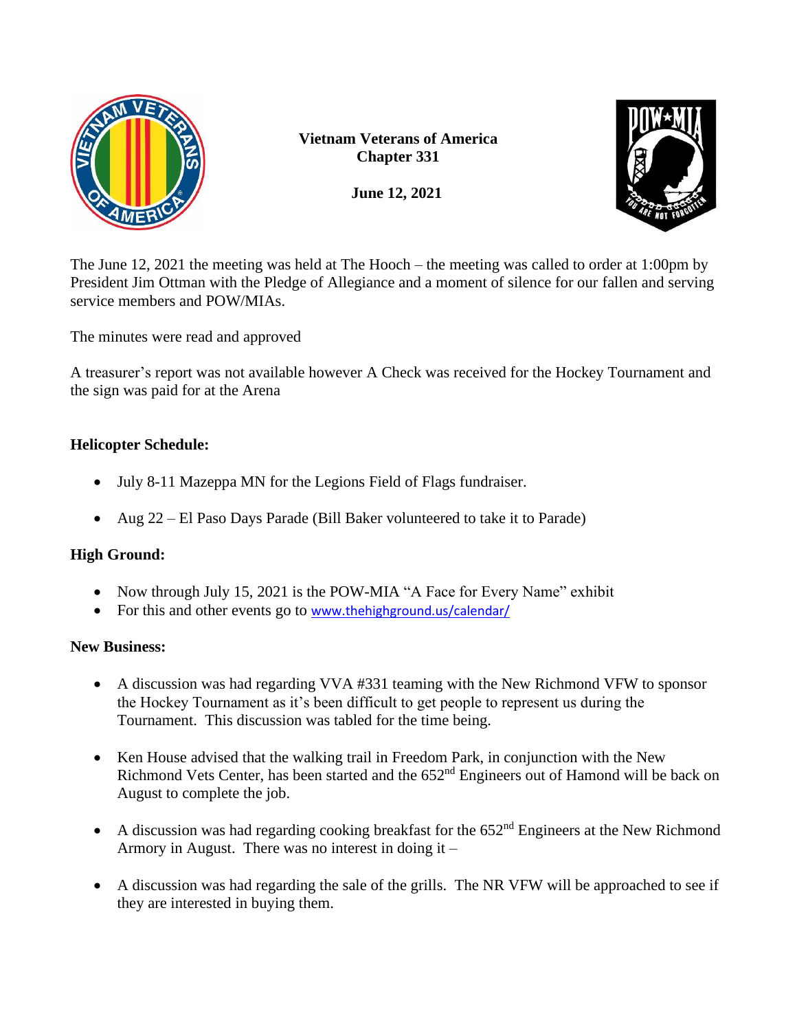**Vietnam Veterans of America**
**Chapter 331**

**June 12, 2021**

The June 12, 2021 the meeting was held at The Hooch – the meeting was called to order at 1:00pm by President Jim Ottman with the Pledge of Allegiance and a moment of silence for our fallen and serving service members and POW/MIAs.

The minutes were read and approved

A treasurer's report was not available however A Check was received for the Hockey Tournament and the sign was paid for at the Arena

**Helicopter Schedule:**

- July 8-11 Mazeppa MN for the Legions Field of Flags fundraiser.
- Aug 22 – El Paso Days Parade (Bill Baker volunteered to take it to Parade)

**High Ground:**

- Now through July 15, 2021 is the POW-MIA "A Face for Every Name" exhibit
- For this and other events go to www.thehighground.us/calendar/

**New Business:**

- A discussion was had regarding VVA #331 teaming with the New Richmond VFW to sponsor the Hockey Tournament as it's been difficult to get people to represent us during the Tournament. This discussion was tabled for the time being.
- Ken House advised that the walking trail in Freedom Park, in conjunction with the New Richmond Vets Center, has been started and the 652nd Engineers out of Hamond will be back on August to complete the job.
- A discussion was had regarding cooking breakfast for the 652nd Engineers at the New Richmond Armory in August. There was no interest in doing it –
- A discussion was had regarding the sale of the grills. The NR VFW will be approached to see if they are interested in buying them.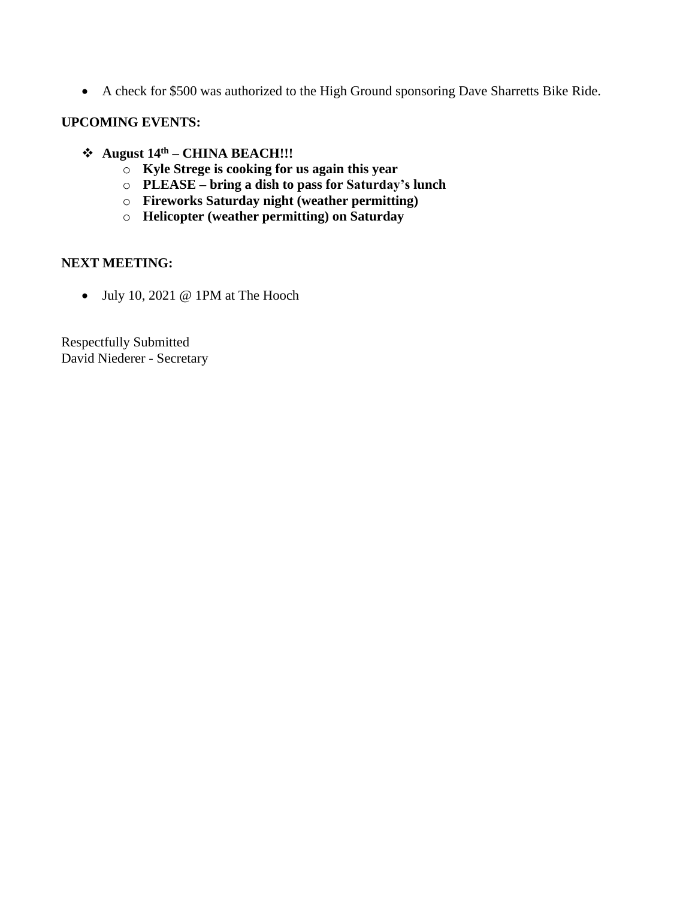- A check for $500 was authorized to the High Ground sponsoring Dave Sharretts Bike Ride.

**UPCOMING EVENTS:**

- **August 14th – CHINA BEACH!!!**
  - **Kyle Strege is cooking for us again this year**
  - **PLEASE – bring a dish to pass for Saturday's lunch**
  - **Fireworks Saturday night (weather permitting)**
  - **Helicopter (weather permitting) on Saturday**

**NEXT MEETING:**

- July 10, 2021 @ 1PM at The Hooch

Respectfully Submitted
David Niederer - Secretary